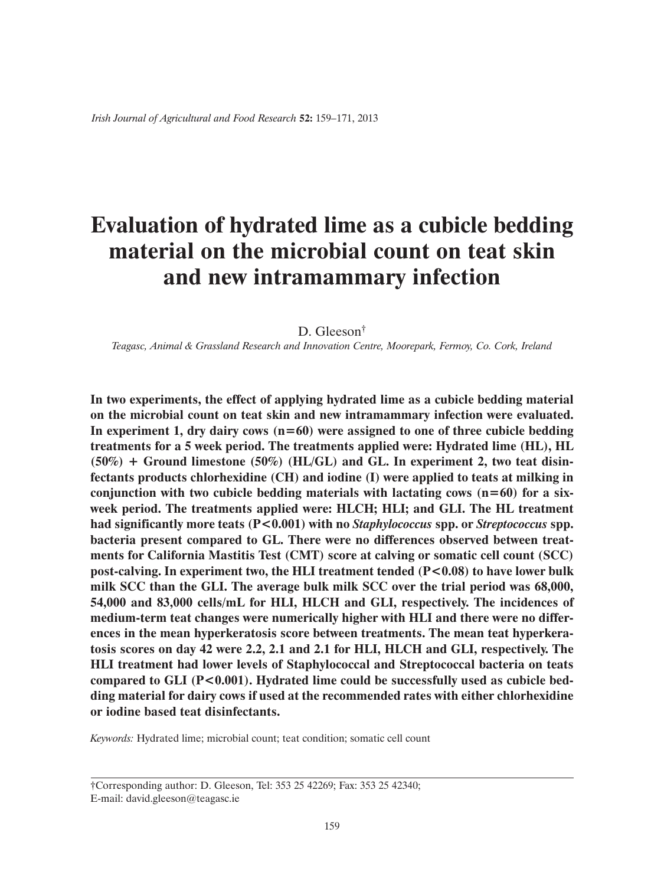# Evaluation of hydrated lime as a cubicle bedding material on the microbial count on teat skin and new intramammary infection

D. Gleeson†

*Teagasc, Animal & Grassland Research and Innovation Centre, Moorepark, Fermoy, Co. Cork, Ireland*

**In two experiments, the effect of applying hydrated lime as a cubicle bedding material on the microbial count on teat skin and new intramammary infection were evaluated. In experiment 1, dry dairy cows (n=60) were assigned to one of three cubicle bedding treatments for a 5 week period. The treatments applied were: Hydrated lime (HL), HL (50%) + Ground limestone (50%) (HL/GL) and GL. In experiment 2, two teat disinfectants products chlorhexidine (CH) and iodine (I) were applied to teats at milking in conjunction with two cubicle bedding materials with lactating cows (n=60) for a six-week period. The treatments applied were: HLCH; HLI; and GLI. The HL treatment had significantly more teats (P<0.001) with no *Staphylococcus* spp. or *Streptococcus* spp. bacteria present compared to GL. There were no differences observed between treatments for California Mastitis Test (CMT) score at calving or somatic cell count (SCC) post-calving. In experiment two, the HLI treatment tended (P<0.08) to have lower bulk milk SCC than the GLI. The average bulk milk SCC over the trial period was 68,000, 54,000 and 83,000 cells/mL for HLI, HLCH and GLI, respectively. The incidences of medium-term teat changes were numerically higher with HLI and there were no differences in the mean hyperkeratosis score between treatments. The mean teat hyperkeratosis scores on day 42 were 2.2, 2.1 and 2.1 for HLI, HLCH and GLI, respectively. The HLI treatment had lower levels of Staphylococcal and Streptococcal bacteria on teats compared to GLI (P<0.001). Hydrated lime could be successfully used as cubicle bedding material for dairy cows if used at the recommended rates with either chlorhexidine or iodine based teat disinfectants.**

*Keywords:* Hydrated lime; microbial count; teat condition; somatic cell count

†Corresponding author: D. Gleeson, Tel: 353 25 42269; Fax: 353 25 42340;
E-mail: david.gleeson@teagasc.ie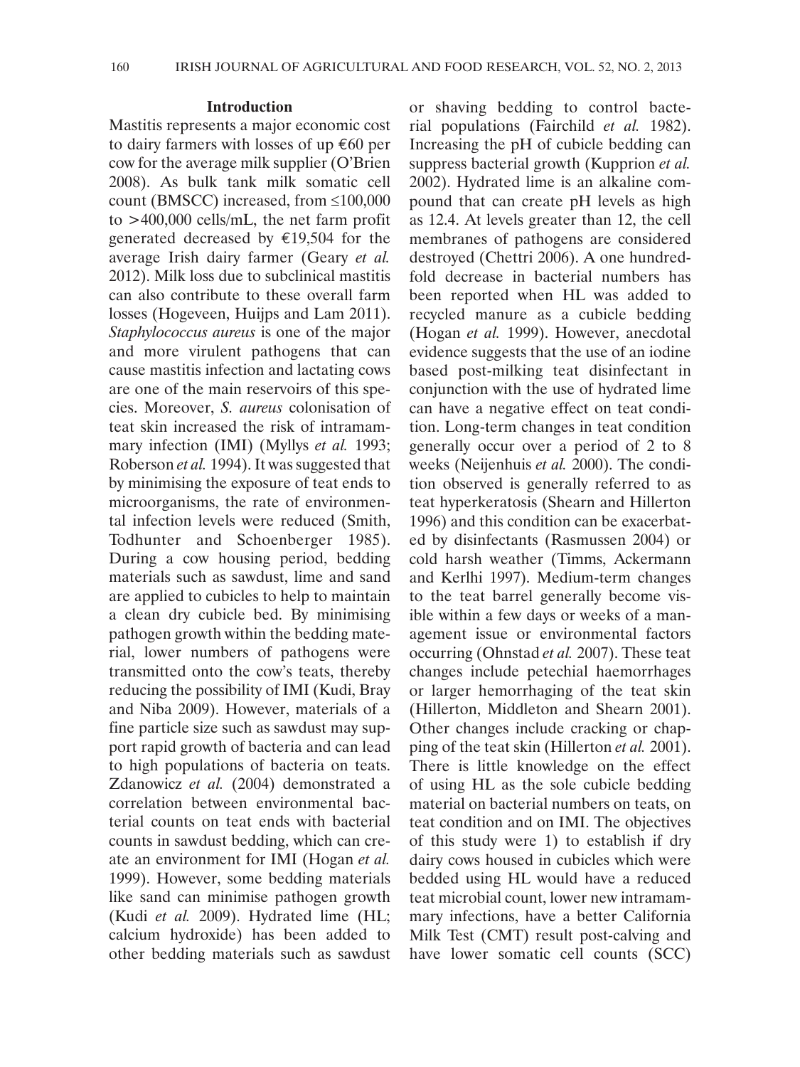## Introduction

Mastitis represents a major economic cost to dairy farmers with losses of up €60 per cow for the average milk supplier (O'Brien 2008). As bulk tank milk somatic cell count (BMSCC) increased, from ≤100,000 to >400,000 cells/mL, the net farm profit generated decreased by €19,504 for the average Irish dairy farmer (Geary *et al.* 2012). Milk loss due to subclinical mastitis can also contribute to these overall farm losses (Hogeveen, Huijps and Lam 2011). *Staphylococcus aureus* is one of the major and more virulent pathogens that can cause mastitis infection and lactating cows are one of the main reservoirs of this species. Moreover, *S. aureus* colonisation of teat skin increased the risk of intramammary infection (IMI) (Myllys *et al.* 1993; Roberson *et al.* 1994). It was suggested that by minimising the exposure of teat ends to microorganisms, the rate of environmental infection levels were reduced (Smith, Todhunter and Schoenberger 1985). During a cow housing period, bedding materials such as sawdust, lime and sand are applied to cubicles to help to maintain a clean dry cubicle bed. By minimising pathogen growth within the bedding material, lower numbers of pathogens were transmitted onto the cow's teats, thereby reducing the possibility of IMI (Kudi, Bray and Niba 2009). However, materials of a fine particle size such as sawdust may support rapid growth of bacteria and can lead to high populations of bacteria on teats. Zdanowicz *et al.* (2004) demonstrated a correlation between environmental bacterial counts on teat ends with bacterial counts in sawdust bedding, which can create an environment for IMI (Hogan *et al.* 1999). However, some bedding materials like sand can minimise pathogen growth (Kudi *et al.* 2009). Hydrated lime (HL; calcium hydroxide) has been added to other bedding materials such as sawdust or shaving bedding to control bacterial populations (Fairchild *et al.* 1982). Increasing the pH of cubicle bedding can suppress bacterial growth (Kupprion *et al.* 2002). Hydrated lime is an alkaline compound that can create pH levels as high as 12.4. At levels greater than 12, the cell membranes of pathogens are considered destroyed (Chettri 2006). A one hundred-fold decrease in bacterial numbers has been reported when HL was added to recycled manure as a cubicle bedding (Hogan *et al.* 1999). However, anecdotal evidence suggests that the use of an iodine based post-milking teat disinfectant in conjunction with the use of hydrated lime can have a negative effect on teat condition. Long-term changes in teat condition generally occur over a period of 2 to 8 weeks (Neijenhuis *et al.* 2000). The condition observed is generally referred to as teat hyperkeratosis (Shearn and Hillerton 1996) and this condition can be exacerbated by disinfectants (Rasmussen 2004) or cold harsh weather (Timms, Ackermann and Kerlhi 1997). Medium-term changes to the teat barrel generally become visible within a few days or weeks of a management issue or environmental factors occurring (Ohnstad *et al.* 2007). These teat changes include petechial haemorrhages or larger hemorrhaging of the teat skin (Hillerton, Middleton and Shearn 2001). Other changes include cracking or chapping of the teat skin (Hillerton *et al.* 2001). There is little knowledge on the effect of using HL as the sole cubicle bedding material on bacterial numbers on teats, on teat condition and on IMI. The objectives of this study were 1) to establish if dry dairy cows housed in cubicles which were bedded using HL would have a reduced teat microbial count, lower new intramammary infections, have a better California Milk Test (CMT) result post-calving and have lower somatic cell counts (SCC)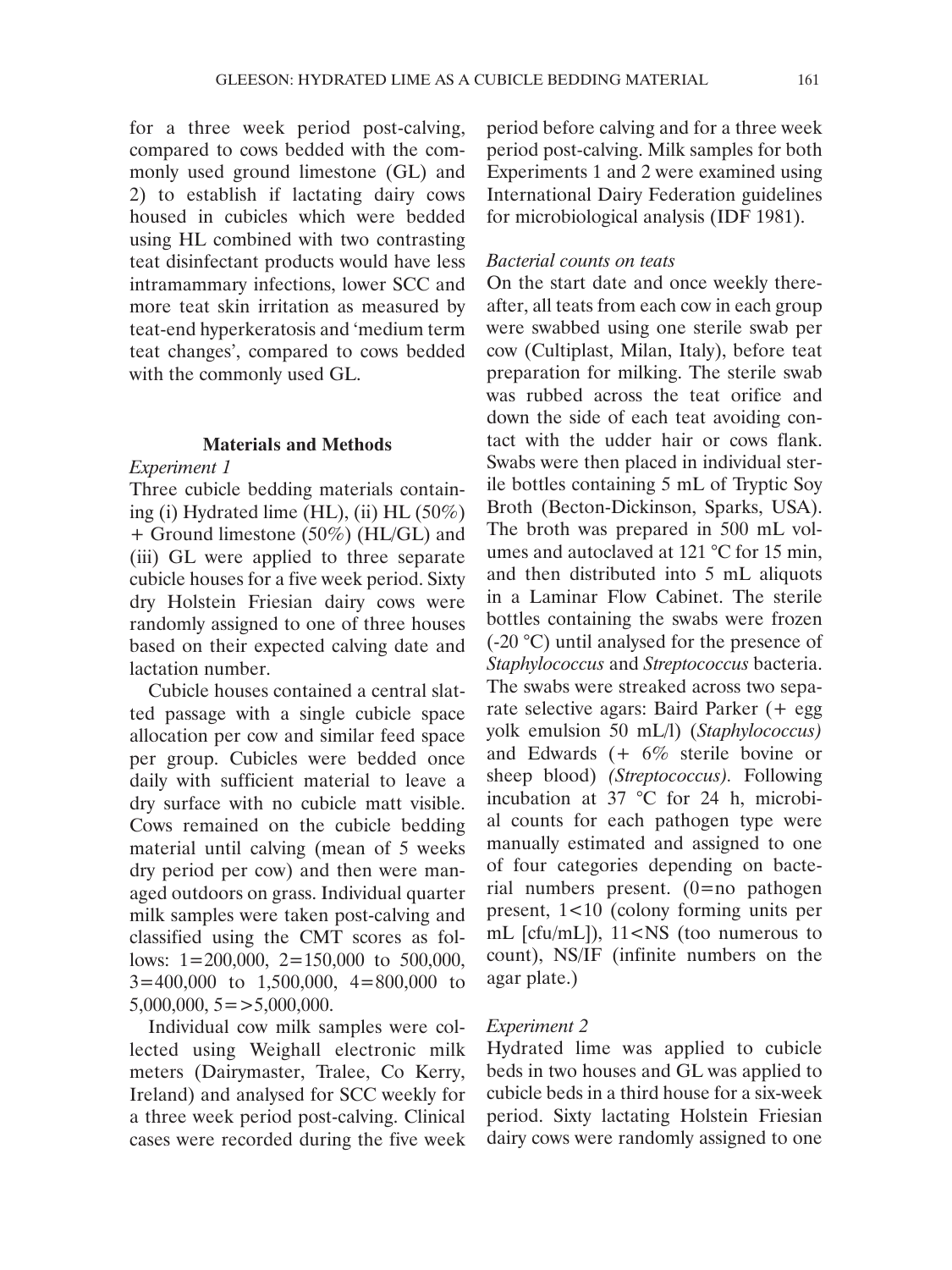for a three week period post-calving, compared to cows bedded with the commonly used ground limestone (GL) and 2) to establish if lactating dairy cows housed in cubicles which were bedded using HL combined with two contrasting teat disinfectant products would have less intramammary infections, lower SCC and more teat skin irritation as measured by teat-end hyperkeratosis and 'medium term teat changes', compared to cows bedded with the commonly used GL.

## Materials and Methods

*Experiment 1*

Three cubicle bedding materials containing (i) Hydrated lime (HL), (ii) HL (50%) + Ground limestone (50%) (HL/GL) and (iii) GL were applied to three separate cubicle houses for a five week period. Sixty dry Holstein Friesian dairy cows were randomly assigned to one of three houses based on their expected calving date and lactation number.

Cubicle houses contained a central slatted passage with a single cubicle space allocation per cow and similar feed space per group. Cubicles were bedded once daily with sufficient material to leave a dry surface with no cubicle matt visible. Cows remained on the cubicle bedding material until calving (mean of 5 weeks dry period per cow) and then were managed outdoors on grass. Individual quarter milk samples were taken post-calving and classified using the CMT scores as follows: 1=200,000, 2=150,000 to 500,000, 3=400,000 to 1,500,000, 4=800,000 to 5,000,000, 5=>5,000,000.

Individual cow milk samples were collected using Weighall electronic milk meters (Dairymaster, Tralee, Co Kerry, Ireland) and analysed for SCC weekly for a three week period post-calving. Clinical cases were recorded during the five week period before calving and for a three week period post-calving. Milk samples for both Experiments 1 and 2 were examined using International Dairy Federation guidelines for microbiological analysis (IDF 1981).

*Bacterial counts on teats*

On the start date and once weekly thereafter, all teats from each cow in each group were swabbed using one sterile swab per cow (Cultiplast, Milan, Italy), before teat preparation for milking. The sterile swab was rubbed across the teat orifice and down the side of each teat avoiding contact with the udder hair or cows flank. Swabs were then placed in individual sterile bottles containing 5 mL of Tryptic Soy Broth (Becton-Dickinson, Sparks, USA). The broth was prepared in 500 mL volumes and autoclaved at 121 °C for 15 min, and then distributed into 5 mL aliquots in a Laminar Flow Cabinet. The sterile bottles containing the swabs were frozen (-20 °C) until analysed for the presence of *Staphylococcus* and *Streptococcus* bacteria. The swabs were streaked across two separate selective agars: Baird Parker (+ egg yolk emulsion 50 mL/l) (*Staphylococcus)* and Edwards (+ 6% sterile bovine or sheep blood) *(Streptococcus).* Following incubation at 37 °C for 24 h, microbial counts for each pathogen type were manually estimated and assigned to one of four categories depending on bacterial numbers present. (0=no pathogen present, 1<10 (colony forming units per mL [cfu/mL]), 11<NS (too numerous to count), NS/IF (infinite numbers on the agar plate.)

*Experiment 2*

Hydrated lime was applied to cubicle beds in two houses and GL was applied to cubicle beds in a third house for a six-week period. Sixty lactating Holstein Friesian dairy cows were randomly assigned to one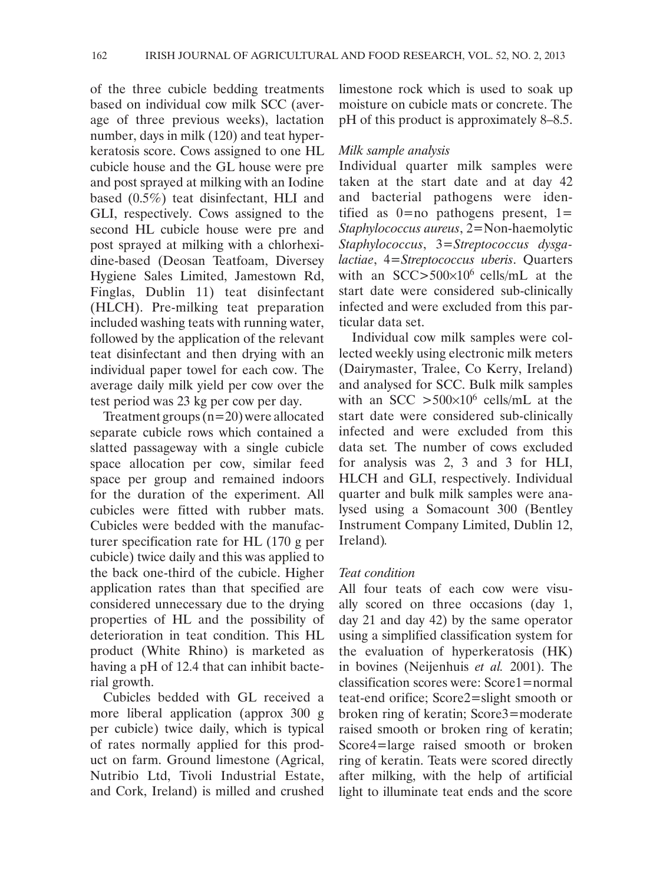of the three cubicle bedding treatments based on individual cow milk SCC (average of three previous weeks), lactation number, days in milk (120) and teat hyperkeratosis score. Cows assigned to one HL cubicle house and the GL house were pre and post sprayed at milking with an Iodine based (0.5%) teat disinfectant, HLI and GLI, respectively. Cows assigned to the second HL cubicle house were pre and post sprayed at milking with a chlorhexidine-based (Deosan Teatfoam, Diversey Hygiene Sales Limited, Jamestown Rd, Finglas, Dublin 11) teat disinfectant (HLCH). Pre-milking teat preparation included washing teats with running water, followed by the application of the relevant teat disinfectant and then drying with an individual paper towel for each cow. The average daily milk yield per cow over the test period was 23 kg per cow per day.

Treatment groups (n=20) were allocated separate cubicle rows which contained a slatted passageway with a single cubicle space allocation per cow, similar feed space per group and remained indoors for the duration of the experiment. All cubicles were fitted with rubber mats. Cubicles were bedded with the manufacturer specification rate for HL (170 g per cubicle) twice daily and this was applied to the back one-third of the cubicle. Higher application rates than that specified are considered unnecessary due to the drying properties of HL and the possibility of deterioration in teat condition. This HL product (White Rhino) is marketed as having a pH of 12.4 that can inhibit bacterial growth.

Cubicles bedded with GL received a more liberal application (approx 300 g per cubicle) twice daily, which is typical of rates normally applied for this product on farm. Ground limestone (Agrical, Nutribio Ltd, Tivoli Industrial Estate, and Cork, Ireland) is milled and crushed limestone rock which is used to soak up moisture on cubicle mats or concrete. The pH of this product is approximately 8–8.5.

### *Milk sample analysis*

Individual quarter milk samples were taken at the start date and at day 42 and bacterial pathogens were identified as 0=no pathogens present, 1=*Staphylococcus aureus*, 2=Non-haemolytic *Staphylococcus*, 3=*Streptococcus dysgalactiae*, 4=*Streptococcus uberis*. Quarters with an SCC>$500\times10^6$ cells/mL at the start date were considered sub-clinically infected and were excluded from this particular data set.

Individual cow milk samples were collected weekly using electronic milk meters (Dairymaster, Tralee, Co Kerry, Ireland) and analysed for SCC. Bulk milk samples with an SCC >$500\times10^6$ cells/mL at the start date were considered sub-clinically infected and were excluded from this data set. The number of cows excluded for analysis was 2, 3 and 3 for HLI, HLCH and GLI, respectively. Individual quarter and bulk milk samples were analysed using a Somacount 300 (Bentley Instrument Company Limited, Dublin 12, Ireland).

### *Teat condition*

All four teats of each cow were visually scored on three occasions (day 1, day 21 and day 42) by the same operator using a simplified classification system for the evaluation of hyperkeratosis (HK) in bovines (Neijenhuis *et al.* 2001). The classification scores were: Score1=normal teat-end orifice; Score2=slight smooth or broken ring of keratin; Score3=moderate raised smooth or broken ring of keratin; Score4=large raised smooth or broken ring of keratin. Teats were scored directly after milking, with the help of artificial light to illuminate teat ends and the score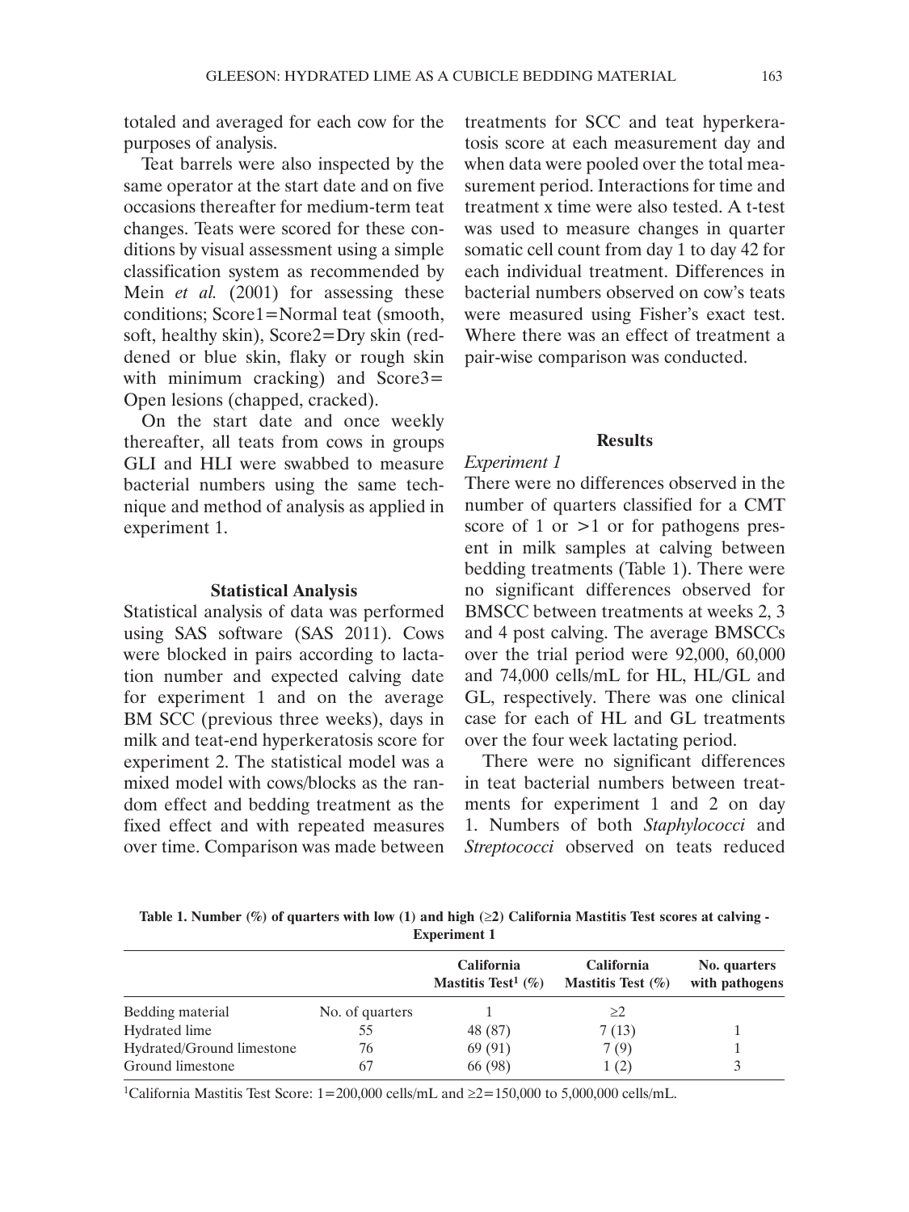totaled and averaged for each cow for the purposes of analysis.

Teat barrels were also inspected by the same operator at the start date and on five occasions thereafter for medium-term teat changes. Teats were scored for these conditions by visual assessment using a simple classification system as recommended by Mein *et al.* (2001) for assessing these conditions; Score1=Normal teat (smooth, soft, healthy skin), Score2=Dry skin (reddened or blue skin, flaky or rough skin with minimum cracking) and Score3= Open lesions (chapped, cracked).

On the start date and once weekly thereafter, all teats from cows in groups GLI and HLI were swabbed to measure bacterial numbers using the same technique and method of analysis as applied in experiment 1.

## Statistical Analysis

Statistical analysis of data was performed using SAS software (SAS 2011). Cows were blocked in pairs according to lactation number and expected calving date for experiment 1 and on the average BM SCC (previous three weeks), days in milk and teat-end hyperkeratosis score for experiment 2. The statistical model was a mixed model with cows/blocks as the random effect and bedding treatment as the fixed effect and with repeated measures over time. Comparison was made between treatments for SCC and teat hyperkeratosis score at each measurement day and when data were pooled over the total measurement period. Interactions for time and treatment x time were also tested. A t-test was used to measure changes in quarter somatic cell count from day 1 to day 42 for each individual treatment. Differences in bacterial numbers observed on cow's teats were measured using Fisher's exact test. Where there was an effect of treatment a pair-wise comparison was conducted.

## Results

### *Experiment 1*

There were no differences observed in the number of quarters classified for a CMT score of 1 or >1 or for pathogens present in milk samples at calving between bedding treatments (Table 1). There were no significant differences observed for BMSCC between treatments at weeks 2, 3 and 4 post calving. The average BMSCCs over the trial period were 92,000, 60,000 and 74,000 cells/mL for HL, HL/GL and GL, respectively. There was one clinical case for each of HL and GL treatments over the four week lactating period.

There were no significant differences in teat bacterial numbers between treatments for experiment 1 and 2 on day 1. Numbers of both *Staphylococci* and *Streptococci* observed on teats reduced

**Table 1. Number (%) of quarters with low (1) and high (≥2) California Mastitis Test scores at calving - Experiment 1**

| | | California Mastitis Test[1] (%) | California Mastitis Test (%) | No. quarters with pathogens |
|---|---|---|---|---|
| Bedding material | No. of quarters | 1 | ≥2 | |
| Hydrated lime | 55 | 48 (87) | 7 (13) | 1 |
| Hydrated/Ground limestone | 76 | 69 (91) | 7 (9) | 1 |
| Ground limestone | 67 | 66 (98) | 1 (2) | 3 |

[1]California Mastitis Test Score: 1=200,000 cells/mL and ≥2=150,000 to 5,000,000 cells/mL.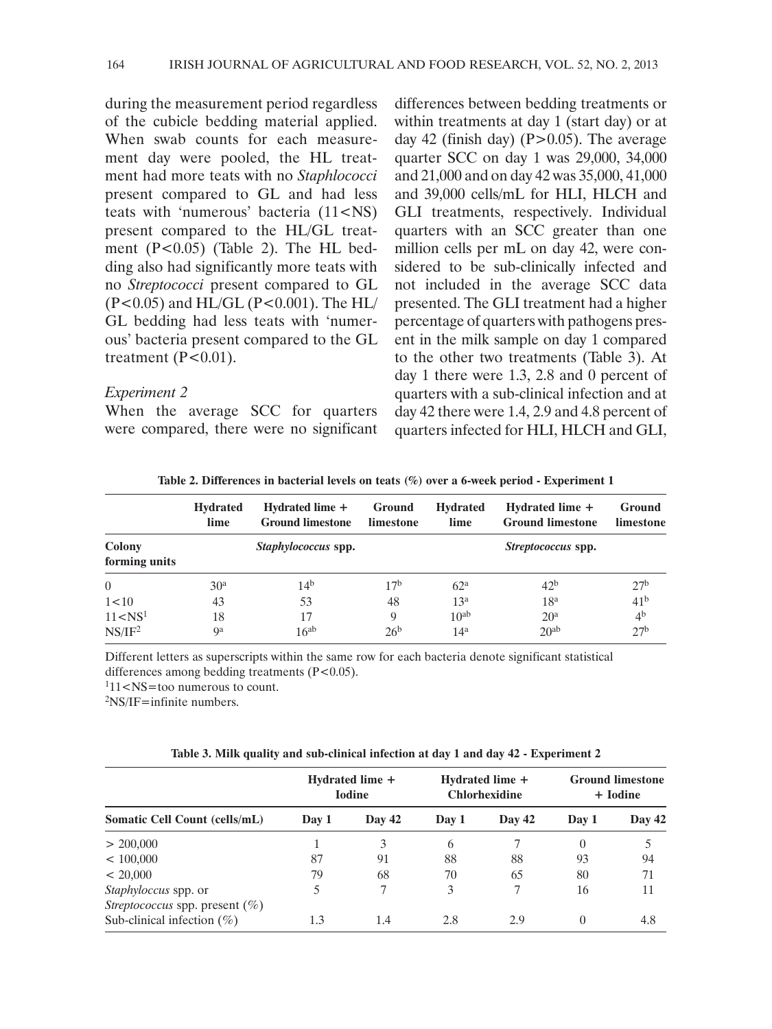during the measurement period regardless of the cubicle bedding material applied. When swab counts for each measurement day were pooled, the HL treatment had more teats with no *Staphlococci* present compared to GL and had less teats with 'numerous' bacteria (11<NS) present compared to the HL/GL treatment ($P<0.05$) (Table 2). The HL bedding also had significantly more teats with no *Streptococci* present compared to GL ($P<0.05$) and HL/GL ($P<0.001$). The HL/GL bedding had less teats with 'numerous' bacteria present compared to the GL treatment ($P<0.01$).

*Experiment 2*

When the average SCC for quarters were compared, there were no significant differences between bedding treatments or within treatments at day 1 (start day) or at day 42 (finish day) ($P>0.05$). The average quarter SCC on day 1 was 29,000, 34,000 and 21,000 and on day 42 was 35,000, 41,000 and 39,000 cells/mL for HLI, HLCH and GLI treatments, respectively. Individual quarters with an SCC greater than one million cells per mL on day 42, were considered to be sub-clinically infected and not included in the average SCC data presented. The GLI treatment had a higher percentage of quarters with pathogens present in the milk sample on day 1 compared to the other two treatments (Table 3). At day 1 there were 1.3, 2.8 and 0 percent of quarters with a sub-clinical infection and at day 42 there were 1.4, 2.9 and 4.8 percent of quarters infected for HLI, HLCH and GLI,

**Table 2. Differences in bacterial levels on teats (%) over a 6-week period - Experiment 1**

| | Hydrated lime | Hydrated lime + Ground limestone | Ground limestone | Hydrated lime | Hydrated lime + Ground limestone | Ground limestone |
|---|---|---|---|---|---|---|
| Colony forming units | | *Staphylococcus* spp. | | | *Streptococcus* spp. | |
| 0 | 30[a] | 14[b] | 17[b] | 62[a] | 42[b] | 27[b] |
| 1<10 | 43 | 53 | 48 | 13[a] | 18[a] | 41[b] |
| 11<NS[1] | 18 | 17 | 9 | 10[ab] | 20[a] | 4[b] |
| NS/IF[2] | 9[a] | 16[ab] | 26[b] | 14[a] | 20[ab] | 27[b] |

Different letters as superscripts within the same row for each bacteria denote significant statistical differences among bedding treatments ($P<0.05$).

[1]11<NS=too numerous to count.

[2]NS/IF=infinite numbers.

**Table 3. Milk quality and sub-clinical infection at day 1 and day 42 - Experiment 2**

| | Hydrated lime + Iodine | | Hydrated lime + Chlorhexidine | | Ground limestone + Iodine | |
|---|---|---|---|---|---|---|
| **Somatic Cell Count (cells/mL)** | **Day 1** | **Day 42** | **Day 1** | **Day 42** | **Day 1** | **Day 42** |
| > 200,000 | 1 | 3 | 6 | 7 | 0 | 5 |
| < 100,000 | 87 | 91 | 88 | 88 | 93 | 94 |
| < 20,000 | 79 | 68 | 70 | 65 | 80 | 71 |
| *Staphyloccus* spp. or *Streptococcus* spp. present (%) | 5 | 7 | 3 | 7 | 16 | 11 |
| Sub-clinical infection (%) | 1.3 | 1.4 | 2.8 | 2.9 | 0 | 4.8 |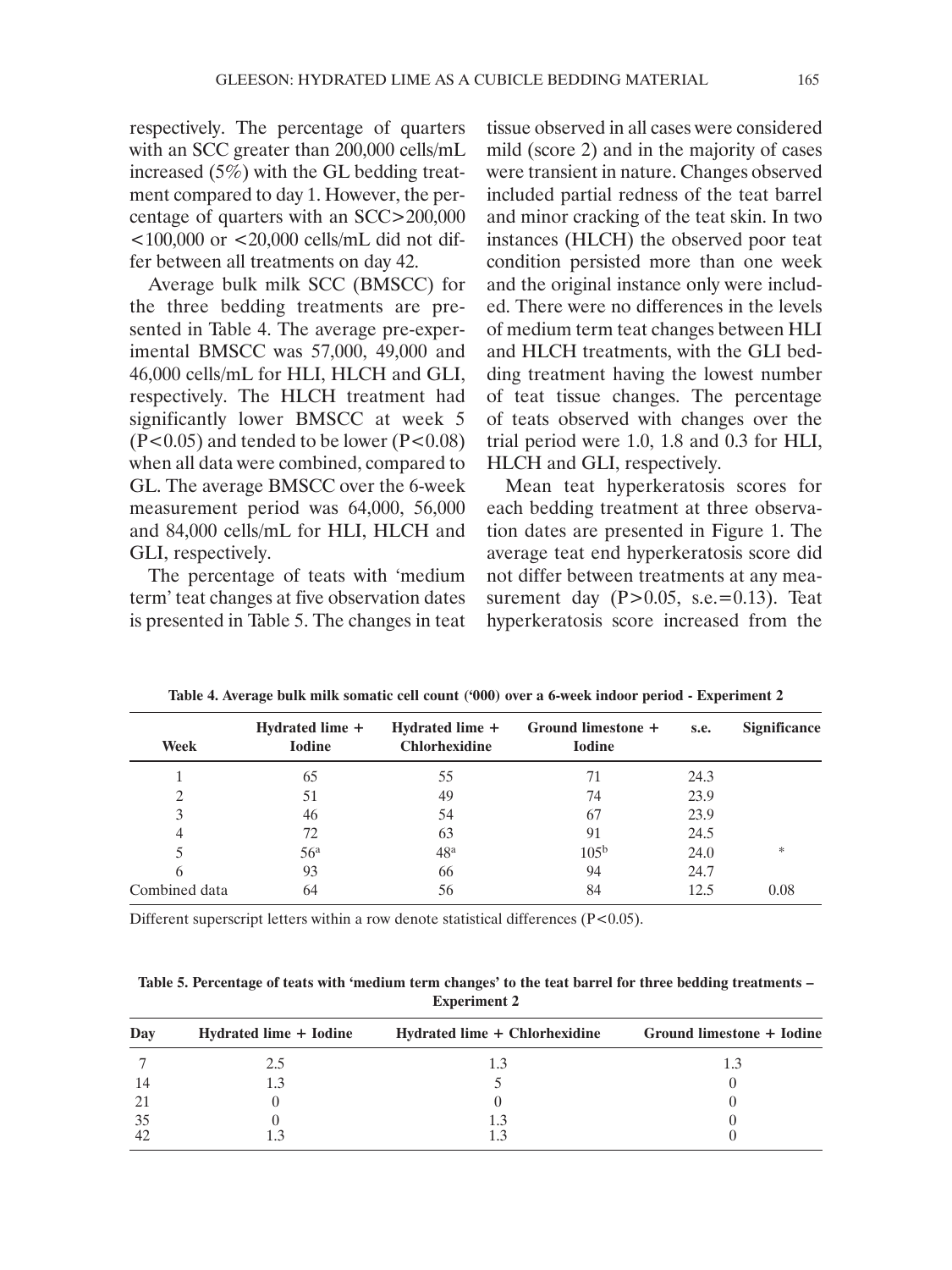respectively. The percentage of quarters with an SCC greater than 200,000 cells/mL increased (5%) with the GL bedding treatment compared to day 1. However, the percentage of quarters with an SCC>200,000 <100,000 or <20,000 cells/mL did not differ between all treatments on day 42.

Average bulk milk SCC (BMSCC) for the three bedding treatments are presented in Table 4. The average pre-experimental BMSCC was 57,000, 49,000 and 46,000 cells/mL for HLI, HLCH and GLI, respectively. The HLCH treatment had significantly lower BMSCC at week 5 ($P<0.05$) and tended to be lower ($P<0.08$) when all data were combined, compared to GL. The average BMSCC over the 6-week measurement period was 64,000, 56,000 and 84,000 cells/mL for HLI, HLCH and GLI, respectively.

The percentage of teats with 'medium term' teat changes at five observation dates is presented in Table 5. The changes in teat tissue observed in all cases were considered mild (score 2) and in the majority of cases were transient in nature. Changes observed included partial redness of the teat barrel and minor cracking of the teat skin. In two instances (HLCH) the observed poor teat condition persisted more than one week and the original instance only were included. There were no differences in the levels of medium term teat changes between HLI and HLCH treatments, with the GLI bedding treatment having the lowest number of teat tissue changes. The percentage of teats observed with changes over the trial period were 1.0, 1.8 and 0.3 for HLI, HLCH and GLI, respectively.

Mean teat hyperkeratosis scores for each bedding treatment at three observation dates are presented in Figure 1. The average teat end hyperkeratosis score did not differ between treatments at any measurement day ($P>0.05$, s.e.=0.13). Teat hyperkeratosis score increased from the

**Table 4. Average bulk milk somatic cell count ('000) over a 6-week indoor period - Experiment 2**

| Week | Hydrated lime + Iodine | Hydrated lime + Chlorhexidine | Ground limestone + Iodine | s.e. | Significance |
|---|---|---|---|---|---|
| 1 | 65 | 55 | 71 | 24.3 | |
| 2 | 51 | 49 | 74 | 23.9 | |
| 3 | 46 | 54 | 67 | 23.9 | |
| 4 | 72 | 63 | 91 | 24.5 | |
| 5 | 56[a] | 48[a] | 105[b] | 24.0 | * |
| 6 | 93 | 66 | 94 | 24.7 | |
| Combined data | 64 | 56 | 84 | 12.5 | 0.08 |

Different superscript letters within a row denote statistical differences ($P<0.05$).

**Table 5. Percentage of teats with 'medium term changes' to the teat barrel for three bedding treatments – Experiment 2**

| Day | Hydrated lime + Iodine | Hydrated lime + Chlorhexidine | Ground limestone + Iodine |
|---|---|---|---|
| 7 | 2.5 | 1.3 | 1.3 |
| 14 | 1.3 | 5 | 0 |
| 21 | 0 | 0 | 0 |
| 35 | 0 | 1.3 | 0 |
| 42 | 1.3 | 1.3 | 0 |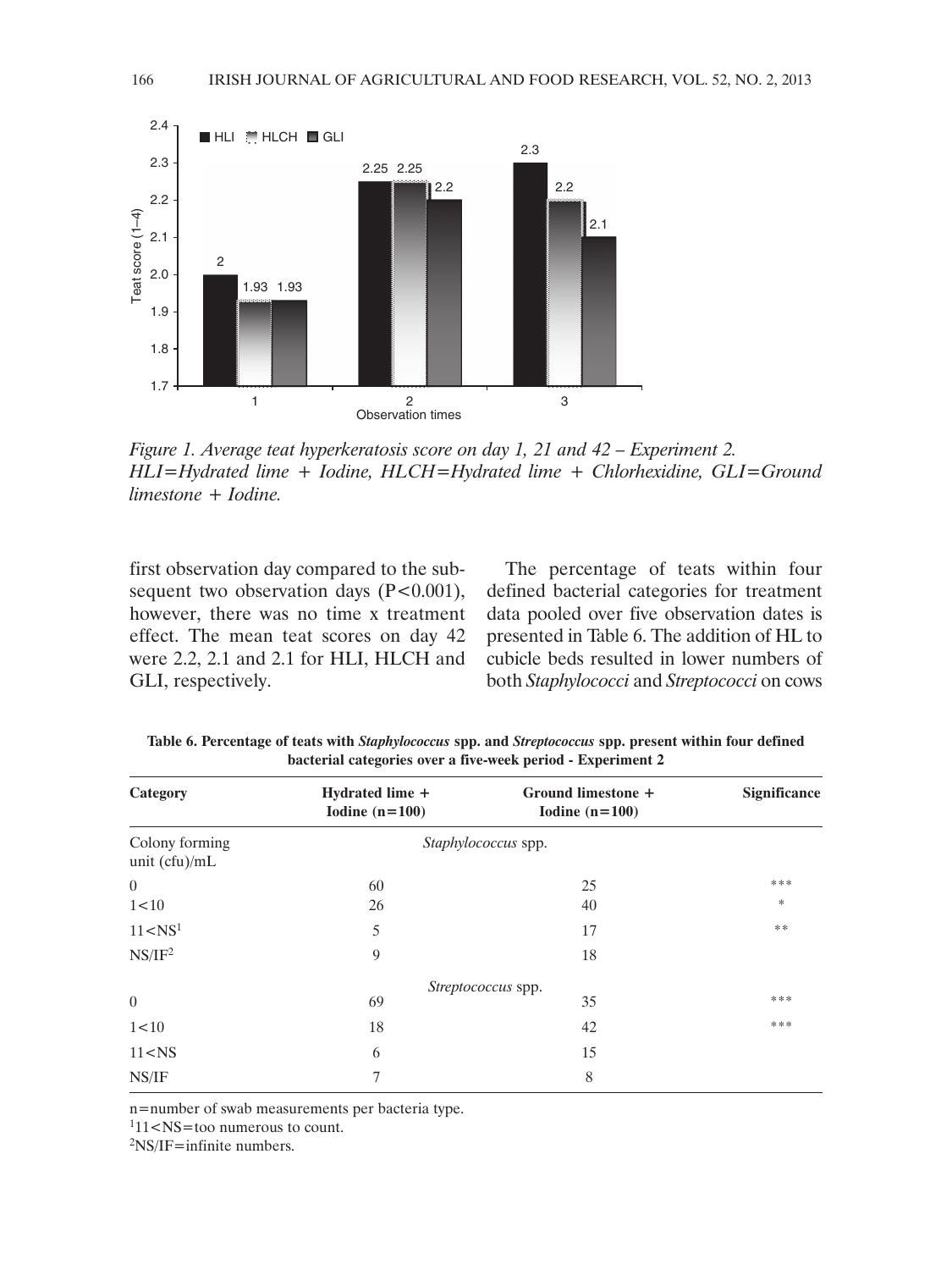Figure 1. Average teat hyperkeratosis score on day 1, 21 and 42 – Experiment 2. HLI=Hydrated lime + Iodine, HLCH=Hydrated lime + Chlorhexidine, GLI=Ground limestone + Iodine.

first observation day compared to the subsequent two observation days (P<0.001), however, there was no time x treatment effect. The mean teat scores on day 42 were 2.2, 2.1 and 2.1 for HLI, HLCH and GLI, respectively.

The percentage of teats within four defined bacterial categories for treatment data pooled over five observation dates is presented in Table 6. The addition of HL to cubicle beds resulted in lower numbers of both *Staphylococci* and *Streptococci* on cows

**Table 6. Percentage of teats with *Staphylococcus* spp. and *Streptococcus* spp. present within four defined bacterial categories over a five-week period - Experiment 2**

| Category | Hydrated lime + Iodine (n=100) | Ground limestone + Iodine (n=100) | Significance |
|---|---|---|---|
| Colony forming unit (cfu)/mL | *Staphylococcus* spp. | | |
| 0 | 60 | 25 | *** |
| 1<10 | 26 | 40 | * |
| 11<NS[1] | 5 | 17 | ** |
| NS/IF[2] | 9 | 18 | |
| | *Streptococcus* spp. | | |
| 0 | 69 | 35 | *** |
| 1<10 | 18 | 42 | *** |
| 11<NS | 6 | 15 | |
| NS/IF | 7 | 8 | |

n=number of swab measurements per bacteria type.
[1]11<NS=too numerous to count.
[2]NS/IF=infinite numbers.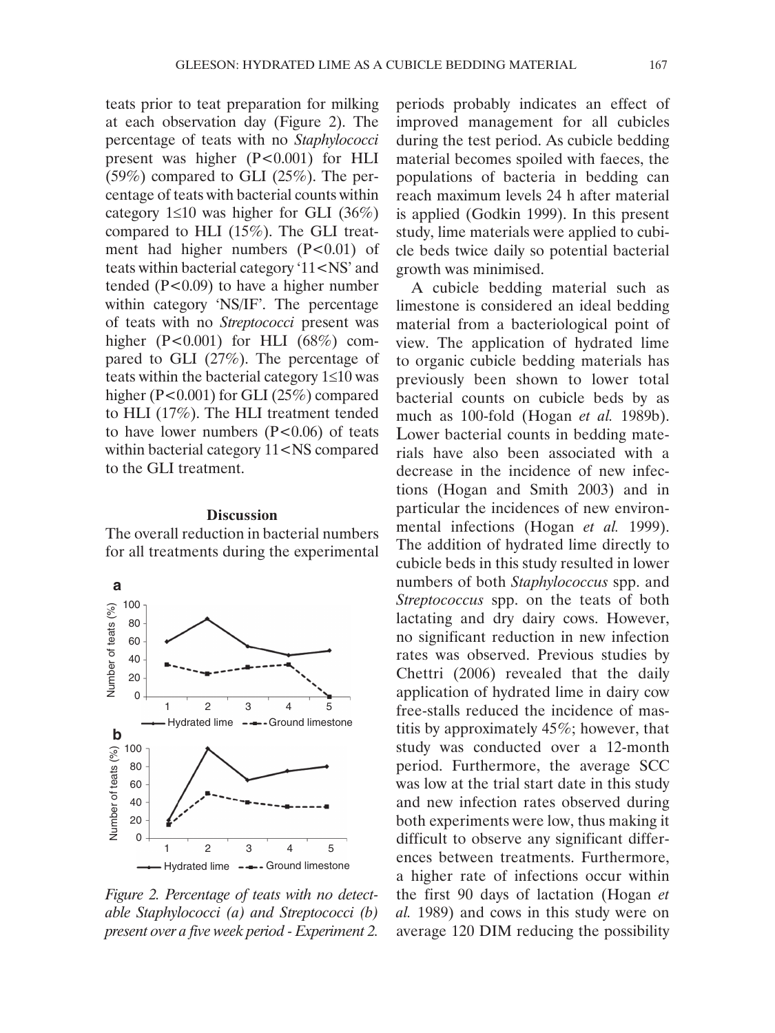teats prior to teat preparation for milking at each observation day (Figure 2). The percentage of teats with no *Staphylococci* present was higher (P<0.001) for HLI (59%) compared to GLI (25%). The percentage of teats with bacterial counts within category 1≤10 was higher for GLI (36%) compared to HLI (15%). The GLI treatment had higher numbers (P<0.01) of teats within bacterial category '11<NS' and tended (P<0.09) to have a higher number within category 'NS/IF'. The percentage of teats with no *Streptococci* present was higher (P<0.001) for HLI (68%) compared to GLI (27%). The percentage of teats within the bacterial category 1≤10 was higher (P<0.001) for GLI (25%) compared to HLI (17%). The HLI treatment tended to have lower numbers (P<0.06) of teats within bacterial category 11<NS compared to the GLI treatment.

## Discussion

The overall reduction in bacterial numbers for all treatments during the experimental periods probably indicates an effect of improved management for all cubicles during the test period. As cubicle bedding material becomes spoiled with faeces, the populations of bacteria in bedding can reach maximum levels 24 h after material is applied (Godkin 1999). In this present study, lime materials were applied to cubicle beds twice daily so potential bacterial growth was minimised.

A cubicle bedding material such as limestone is considered an ideal bedding material from a bacteriological point of view. The application of hydrated lime to organic cubicle bedding materials has previously been shown to lower total bacterial counts on cubicle beds by as much as 100-fold (Hogan *et al.* 1989b). Lower bacterial counts in bedding materials have also been associated with a decrease in the incidence of new infections (Hogan and Smith 2003) and in particular the incidences of new environmental infections (Hogan *et al.* 1999). The addition of hydrated lime directly to cubicle beds in this study resulted in lower numbers of both *Staphylococcus* spp. and *Streptococcus* spp. on the teats of both lactating and dry dairy cows. However, no significant reduction in new infection rates was observed. Previous studies by Chettri (2006) revealed that the daily application of hydrated lime in dairy cow free-stalls reduced the incidence of mastitis by approximately 45%; however, that study was conducted over a 12-month period. Furthermore, the average SCC was low at the trial start date in this study and new infection rates observed during both experiments were low, thus making it difficult to observe any significant differences between treatments. Furthermore, a higher rate of infections occur within the first 90 days of lactation (Hogan *et al.* 1989) and cows in this study were on average 120 DIM reducing the possibility

*Figure 2. Percentage of teats with no detectable Staphylococci (a) and Streptococci (b) present over a five week period - Experiment 2.*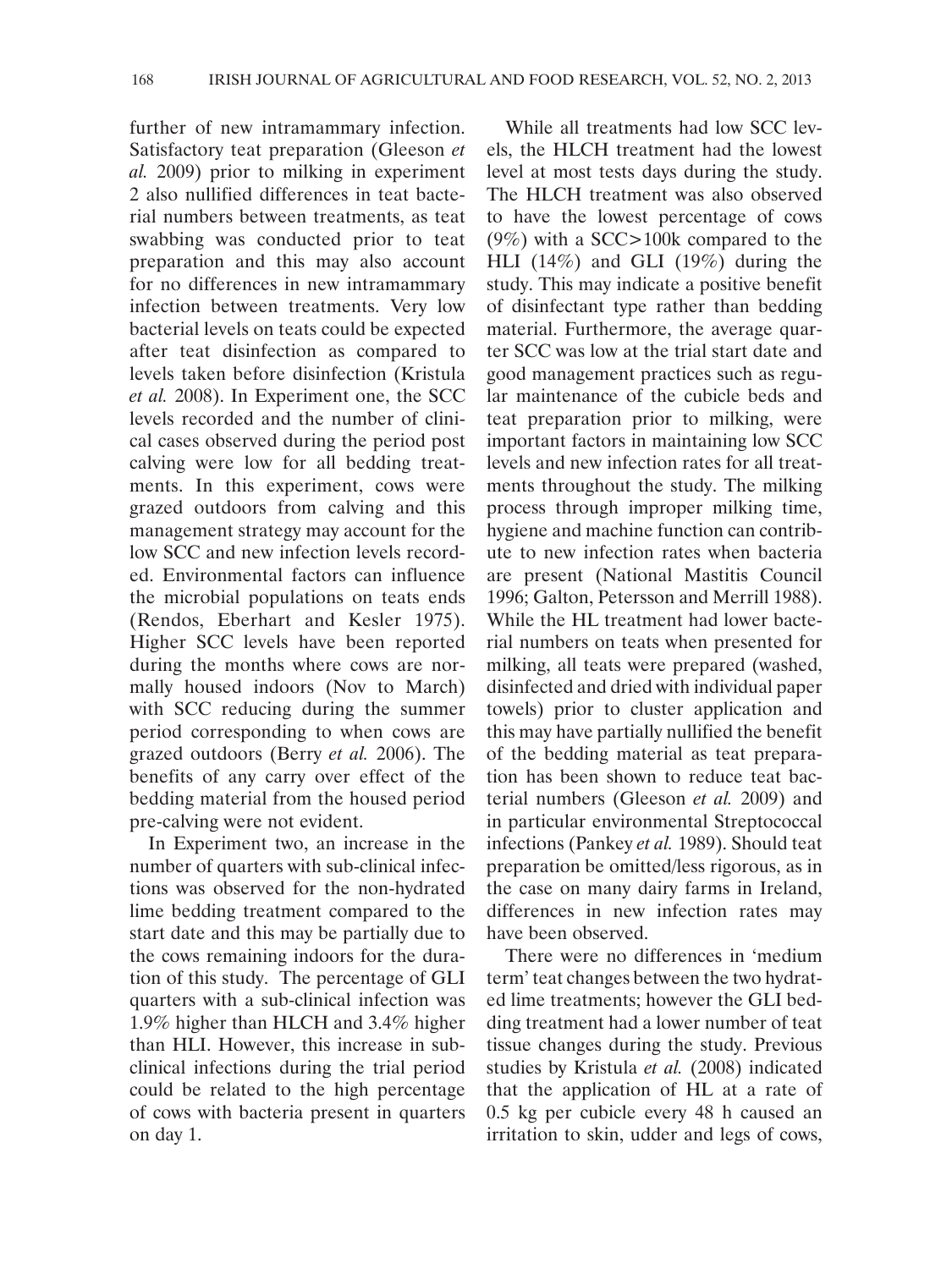further of new intramammary infection. Satisfactory teat preparation (Gleeson *et al.* 2009) prior to milking in experiment 2 also nullified differences in teat bacterial numbers between treatments, as teat swabbing was conducted prior to teat preparation and this may also account for no differences in new intramammary infection between treatments. Very low bacterial levels on teats could be expected after teat disinfection as compared to levels taken before disinfection (Kristula *et al.* 2008). In Experiment one, the SCC levels recorded and the number of clinical cases observed during the period post calving were low for all bedding treatments. In this experiment, cows were grazed outdoors from calving and this management strategy may account for the low SCC and new infection levels recorded. Environmental factors can influence the microbial populations on teats ends (Rendos, Eberhart and Kesler 1975). Higher SCC levels have been reported during the months where cows are normally housed indoors (Nov to March) with SCC reducing during the summer period corresponding to when cows are grazed outdoors (Berry *et al.* 2006). The benefits of any carry over effect of the bedding material from the housed period pre-calving were not evident.

In Experiment two, an increase in the number of quarters with sub-clinical infections was observed for the non-hydrated lime bedding treatment compared to the start date and this may be partially due to the cows remaining indoors for the duration of this study. The percentage of GLI quarters with a sub-clinical infection was 1.9% higher than HLCH and 3.4% higher than HLI. However, this increase in subclinical infections during the trial period could be related to the high percentage of cows with bacteria present in quarters on day 1.

While all treatments had low SCC levels, the HLCH treatment had the lowest level at most tests days during the study. The HLCH treatment was also observed to have the lowest percentage of cows (9%) with a SCC>100k compared to the HLI (14%) and GLI (19%) during the study. This may indicate a positive benefit of disinfectant type rather than bedding material. Furthermore, the average quarter SCC was low at the trial start date and good management practices such as regular maintenance of the cubicle beds and teat preparation prior to milking, were important factors in maintaining low SCC levels and new infection rates for all treatments throughout the study. The milking process through improper milking time, hygiene and machine function can contribute to new infection rates when bacteria are present (National Mastitis Council 1996; Galton, Petersson and Merrill 1988). While the HL treatment had lower bacterial numbers on teats when presented for milking, all teats were prepared (washed, disinfected and dried with individual paper towels) prior to cluster application and this may have partially nullified the benefit of the bedding material as teat preparation has been shown to reduce teat bacterial numbers (Gleeson *et al.* 2009) and in particular environmental Streptococcal infections (Pankey *et al.* 1989). Should teat preparation be omitted/less rigorous, as in the case on many dairy farms in Ireland, differences in new infection rates may have been observed.

There were no differences in 'medium term' teat changes between the two hydrated lime treatments; however the GLI bedding treatment had a lower number of teat tissue changes during the study. Previous studies by Kristula *et al.* (2008) indicated that the application of HL at a rate of 0.5 kg per cubicle every 48 h caused an irritation to skin, udder and legs of cows,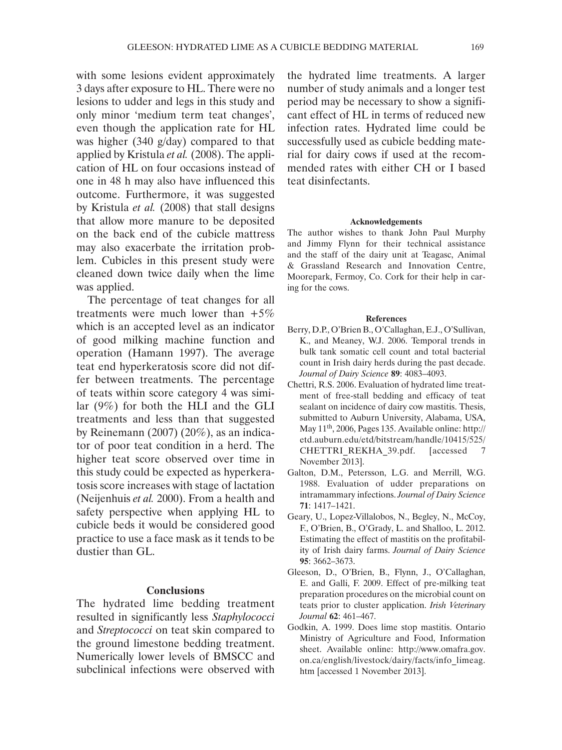with some lesions evident approximately 3 days after exposure to HL. There were no lesions to udder and legs in this study and only minor 'medium term teat changes', even though the application rate for HL was higher (340 g/day) compared to that applied by Kristula *et al.* (2008). The application of HL on four occasions instead of one in 48 h may also have influenced this outcome. Furthermore, it was suggested by Kristula *et al.* (2008) that stall designs that allow more manure to be deposited on the back end of the cubicle mattress may also exacerbate the irritation problem. Cubicles in this present study were cleaned down twice daily when the lime was applied.

The percentage of teat changes for all treatments were much lower than +5% which is an accepted level as an indicator of good milking machine function and operation (Hamann 1997). The average teat end hyperkeratosis score did not differ between treatments. The percentage of teats within score category 4 was similar (9%) for both the HLI and the GLI treatments and less than that suggested by Reinemann (2007) (20%), as an indicator of poor teat condition in a herd. The higher teat score observed over time in this study could be expected as hyperkeratosis score increases with stage of lactation (Neijenhuis *et al.* 2000). From a health and safety perspective when applying HL to cubicle beds it would be considered good practice to use a face mask as it tends to be dustier than GL.

## Conclusions

The hydrated lime bedding treatment resulted in significantly less *Staphylococci* and *Streptococci* on teat skin compared to the ground limestone bedding treatment. Numerically lower levels of BMSCC and subclinical infections were observed with the hydrated lime treatments. A larger number of study animals and a longer test period may be necessary to show a significant effect of HL in terms of reduced new infection rates. Hydrated lime could be successfully used as cubicle bedding material for dairy cows if used at the recommended rates with either CH or I based teat disinfectants.

### Acknowledgements

The author wishes to thank John Paul Murphy and Jimmy Flynn for their technical assistance and the staff of the dairy unit at Teagasc, Animal & Grassland Research and Innovation Centre, Moorepark, Fermoy, Co. Cork for their help in caring for the cows.

### References

Berry, D.P., O'Brien B., O'Callaghan, E.J., O'Sullivan, K., and Meaney, W.J. 2006. Temporal trends in bulk tank somatic cell count and total bacterial count in Irish dairy herds during the past decade. *Journal of Dairy Science* **89**: 4083–4093.

Chettri, R.S. 2006. Evaluation of hydrated lime treatment of free-stall bedding and efficacy of teat sealant on incidence of dairy cow mastitis. Thesis, submitted to Auburn University, Alabama, USA, May 11th, 2006, Pages 135. Available online: http://etd.auburn.edu/etd/bitstream/handle/10415/525/CHETTRI_REKHA_39.pdf. [accessed 7 November 2013].

Galton, D.M., Petersson, L.G. and Merrill, W.G. 1988. Evaluation of udder preparations on intramammary infections. *Journal of Dairy Science* **71**: 1417–1421.

Geary, U., Lopez-Villalobos, N., Begley, N., McCoy, F., O'Brien, B., O'Grady, L. and Shalloo, L. 2012. Estimating the effect of mastitis on the profitability of Irish dairy farms. *Journal of Dairy Science* **95**: 3662–3673.

Gleeson, D., O'Brien, B., Flynn, J., O'Callaghan, E. and Galli, F. 2009. Effect of pre-milking teat preparation procedures on the microbial count on teats prior to cluster application. *Irish Veterinary Journal* **62**: 461–467.

Godkin, A. 1999. Does lime stop mastitis. Ontario Ministry of Agriculture and Food, Information sheet. Available online: http://www.omafra.gov.on.ca/english/livestock/dairy/facts/info_limeag.htm [accessed 1 November 2013].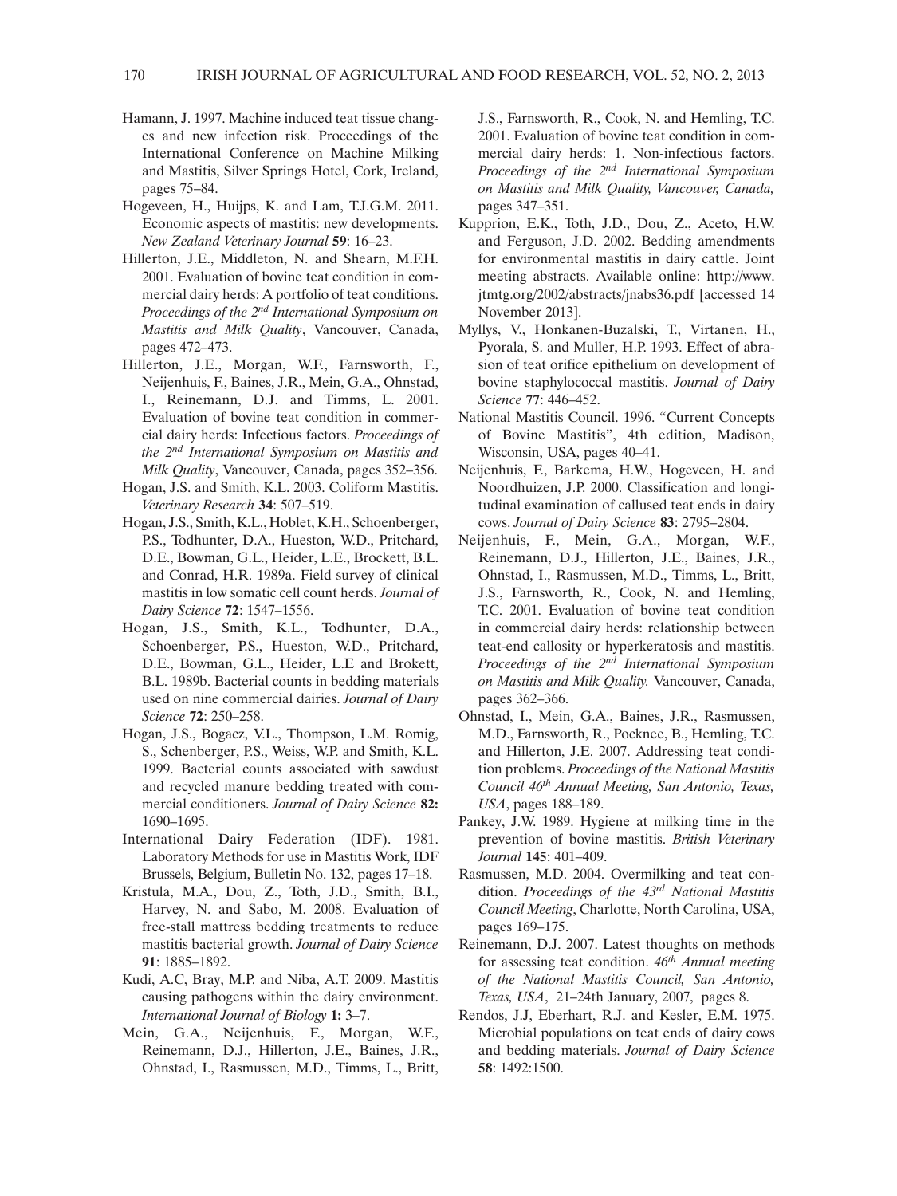Hamann, J. 1997. Machine induced teat tissue changes and new infection risk. Proceedings of the International Conference on Machine Milking and Mastitis, Silver Springs Hotel, Cork, Ireland, pages 75–84.

Hogeveen, H., Huijps, K. and Lam, T.J.G.M. 2011. Economic aspects of mastitis: new developments. *New Zealand Veterinary Journal* **59**: 16–23.

Hillerton, J.E., Middleton, N. and Shearn, M.F.H. 2001. Evaluation of bovine teat condition in commercial dairy herds: A portfolio of teat conditions. *Proceedings of the 2nd International Symposium on Mastitis and Milk Quality*, Vancouver, Canada, pages 472–473.

Hillerton, J.E., Morgan, W.F., Farnsworth, F., Neijenhuis, F., Baines, J.R., Mein, G.A., Ohnstad, I., Reinemann, D.J. and Timms, L. 2001. Evaluation of bovine teat condition in commercial dairy herds: Infectious factors. *Proceedings of the 2nd International Symposium on Mastitis and Milk Quality*, Vancouver, Canada, pages 352–356.

Hogan, J.S. and Smith, K.L. 2003. Coliform Mastitis. *Veterinary Research* **34**: 507–519.

Hogan, J.S., Smith, K.L., Hoblet, K.H., Schoenberger, P.S., Todhunter, D.A., Hueston, W.D., Pritchard, D.E., Bowman, G.L., Heider, L.E., Brockett, B.L. and Conrad, H.R. 1989a. Field survey of clinical mastitis in low somatic cell count herds. *Journal of Dairy Science* **72**: 1547–1556.

Hogan, J.S., Smith, K.L., Todhunter, D.A., Schoenberger, P.S., Hueston, W.D., Pritchard, D.E., Bowman, G.L., Heider, L.E and Brokett, B.L. 1989b. Bacterial counts in bedding materials used on nine commercial dairies. *Journal of Dairy Science* **72**: 250–258.

Hogan, J.S., Bogacz, V.L., Thompson, L.M. Romig, S., Schenberger, P.S., Weiss, W.P. and Smith, K.L. 1999. Bacterial counts associated with sawdust and recycled manure bedding treated with commercial conditioners. *Journal of Dairy Science* **82:** 1690–1695.

International Dairy Federation (IDF). 1981. Laboratory Methods for use in Mastitis Work, IDF Brussels, Belgium, Bulletin No. 132, pages 17–18.

Kristula, M.A., Dou, Z., Toth, J.D., Smith, B.I., Harvey, N. and Sabo, M. 2008. Evaluation of free-stall mattress bedding treatments to reduce mastitis bacterial growth. *Journal of Dairy Science* **91**: 1885–1892.

Kudi, A.C, Bray, M.P. and Niba, A.T. 2009. Mastitis causing pathogens within the dairy environment. *International Journal of Biology* **1:** 3–7.

Mein, G.A., Neijenhuis, F., Morgan, W.F., Reinemann, D.J., Hillerton, J.E., Baines, J.R., Ohnstad, I., Rasmussen, M.D., Timms, L., Britt, J.S., Farnsworth, R., Cook, N. and Hemling, T.C. 2001. Evaluation of bovine teat condition in commercial dairy herds: 1. Non-infectious factors. *Proceedings of the 2nd International Symposium on Mastitis and Milk Quality, Vancouver, Canada,* pages 347–351.

Kupprion, E.K., Toth, J.D., Dou, Z., Aceto, H.W. and Ferguson, J.D. 2002. Bedding amendments for environmental mastitis in dairy cattle. Joint meeting abstracts. Available online: http://www.jtmtg.org/2002/abstracts/jnabs36.pdf [accessed 14 November 2013].

Myllys, V., Honkanen-Buzalski, T., Virtanen, H., Pyorala, S. and Muller, H.P. 1993. Effect of abrasion of teat orifice epithelium on development of bovine staphylococcal mastitis. *Journal of Dairy Science* **77**: 446–452.

National Mastitis Council. 1996. "Current Concepts of Bovine Mastitis", 4th edition, Madison, Wisconsin, USA, pages 40–41.

Neijenhuis, F., Barkema, H.W., Hogeveen, H. and Noordhuizen, J.P. 2000. Classification and longitudinal examination of callused teat ends in dairy cows. *Journal of Dairy Science* **83**: 2795–2804.

Neijenhuis, F., Mein, G.A., Morgan, W.F., Reinemann, D.J., Hillerton, J.E., Baines, J.R., Ohnstad, I., Rasmussen, M.D., Timms, L., Britt, J.S., Farnsworth, R., Cook, N. and Hemling, T.C. 2001. Evaluation of bovine teat condition in commercial dairy herds: relationship between teat-end callosity or hyperkeratosis and mastitis. *Proceedings of the 2nd International Symposium on Mastitis and Milk Quality.* Vancouver, Canada, pages 362–366.

Ohnstad, I., Mein, G.A., Baines, J.R., Rasmussen, M.D., Farnsworth, R., Pocknee, B., Hemling, T.C. and Hillerton, J.E. 2007. Addressing teat condition problems. *Proceedings of the National Mastitis Council 46th Annual Meeting, San Antonio, Texas, USA*, pages 188–189.

Pankey, J.W. 1989. Hygiene at milking time in the prevention of bovine mastitis. *British Veterinary Journal* **145**: 401–409.

Rasmussen, M.D. 2004. Overmilking and teat condition. *Proceedings of the 43rd National Mastitis Council Meeting*, Charlotte, North Carolina, USA, pages 169–175.

Reinemann, D.J. 2007. Latest thoughts on methods for assessing teat condition. *46th Annual meeting of the National Mastitis Council, San Antonio, Texas, USA*, 21–24th January, 2007, pages 8.

Rendos, J.J, Eberhart, R.J. and Kesler, E.M. 1975. Microbial populations on teat ends of dairy cows and bedding materials. *Journal of Dairy Science* **58**: 1492:1500.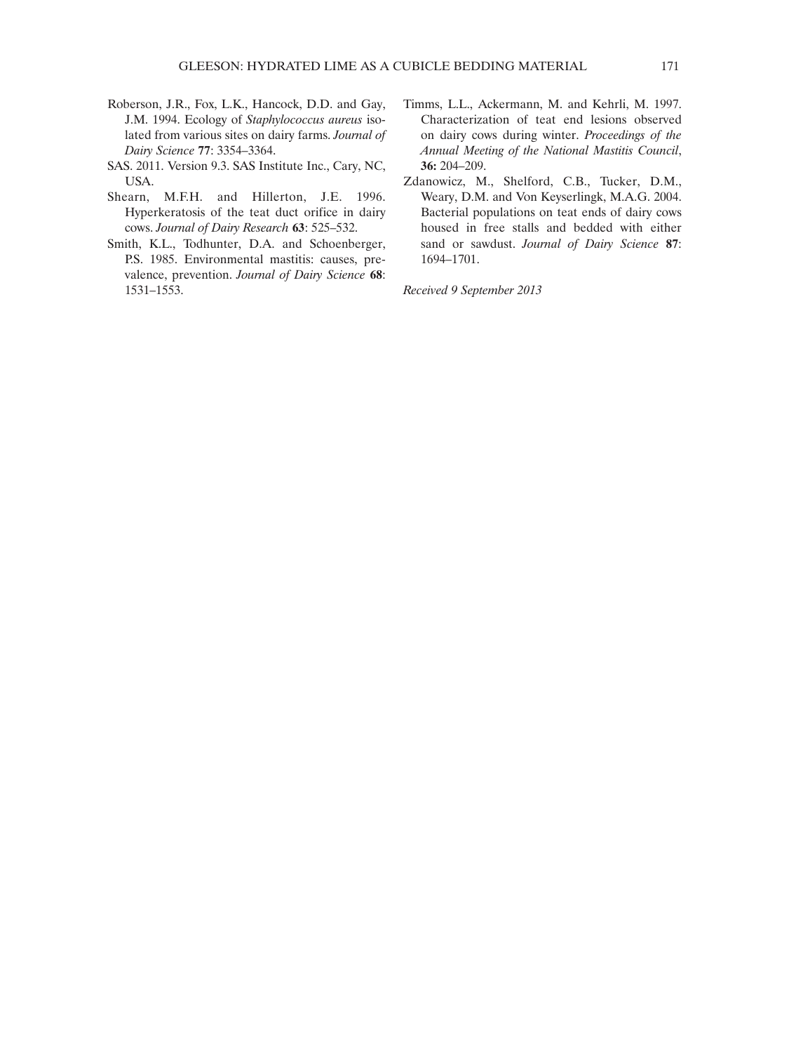Roberson, J.R., Fox, L.K., Hancock, D.D. and Gay, J.M. 1994. Ecology of *Staphylococcus aureus* isolated from various sites on dairy farms. *Journal of Dairy Science* **77**: 3354–3364.

SAS. 2011. Version 9.3. SAS Institute Inc., Cary, NC, USA.

Shearn, M.F.H. and Hillerton, J.E. 1996. Hyperkeratosis of the teat duct orifice in dairy cows. *Journal of Dairy Research* **63**: 525–532.

Smith, K.L., Todhunter, D.A. and Schoenberger, P.S. 1985. Environmental mastitis: causes, prevalence, prevention. *Journal of Dairy Science* **68**: 1531–1553.

Timms, L.L., Ackermann, M. and Kehrli, M. 1997. Characterization of teat end lesions observed on dairy cows during winter. *Proceedings of the Annual Meeting of the National Mastitis Council*, **36:** 204–209.

Zdanowicz, M., Shelford, C.B., Tucker, D.M., Weary, D.M. and Von Keyserlingk, M.A.G. 2004. Bacterial populations on teat ends of dairy cows housed in free stalls and bedded with either sand or sawdust. *Journal of Dairy Science* **87**: 1694–1701.

*Received 9 September 2013*